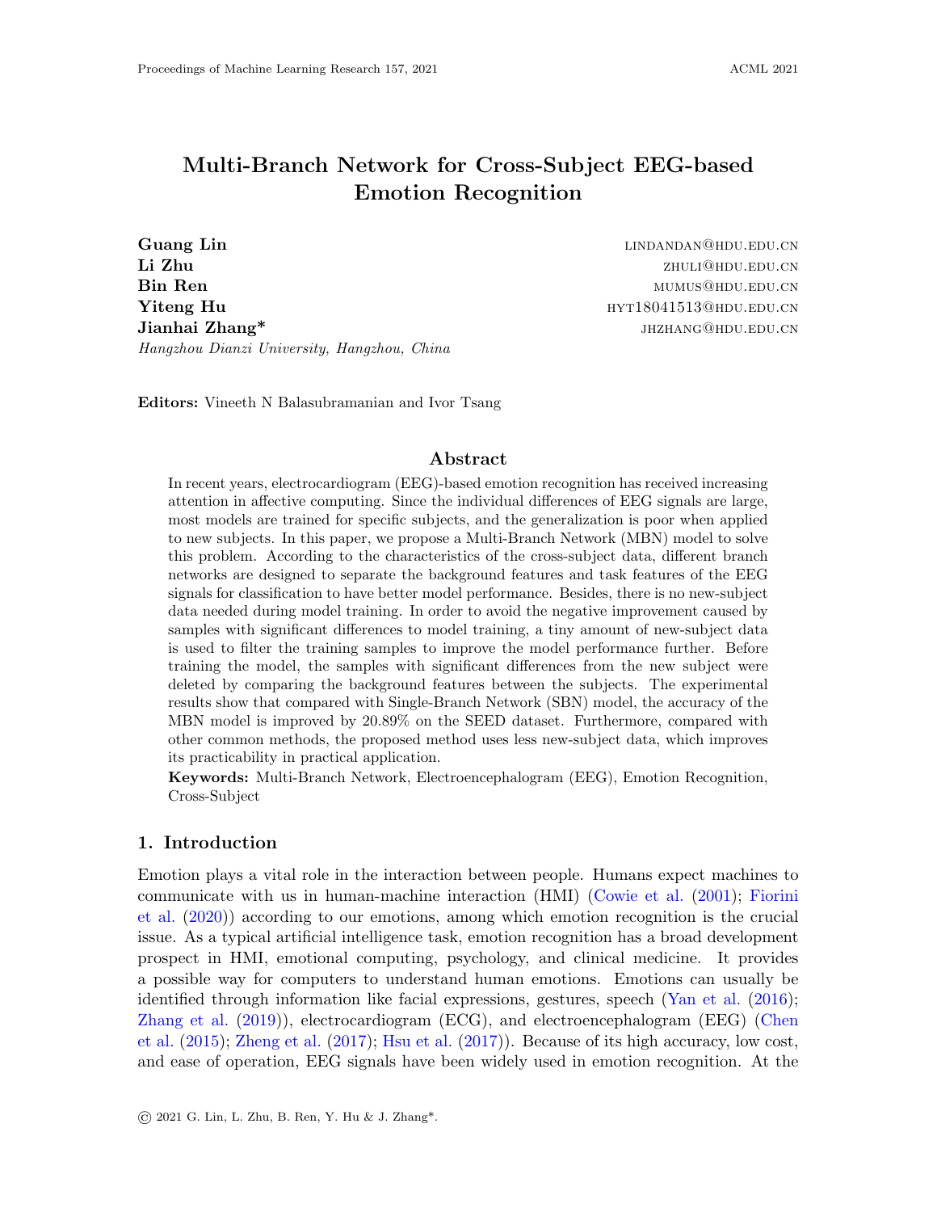# Multi-Branch Network for Cross-Subject EEG-based Emotion Recognition

**Guang Lin** LINDANDAN@HDU.EDU.CN
**Li Zhu** ZHULI@HDU.EDU.CN
**Bin Ren** MUMUS@HDU.EDU.CN
**Yiteng Hu** HYT18041513@HDU.EDU.CN
**Jianhai Zhang*** JHZHANG@HDU.EDU.CN
*Hangzhou Dianzi University, Hangzhou, China*

**Editors:** Vineeth N Balasubramanian and Ivor Tsang

## Abstract

In recent years, electrocardiogram (EEG)-based emotion recognition has received increasing attention in affective computing. Since the individual differences of EEG signals are large, most models are trained for specific subjects, and the generalization is poor when applied to new subjects. In this paper, we propose a Multi-Branch Network (MBN) model to solve this problem. According to the characteristics of the cross-subject data, different branch networks are designed to separate the background features and task features of the EEG signals for classification to have better model performance. Besides, there is no new-subject data needed during model training. In order to avoid the negative improvement caused by samples with significant differences to model training, a tiny amount of new-subject data is used to filter the training samples to improve the model performance further. Before training the model, the samples with significant differences from the new subject were deleted by comparing the background features between the subjects. The experimental results show that compared with Single-Branch Network (SBN) model, the accuracy of the MBN model is improved by 20.89% on the SEED dataset. Furthermore, compared with other common methods, the proposed method uses less new-subject data, which improves its practicability in practical application.

**Keywords:** Multi-Branch Network, Electroencephalogram (EEG), Emotion Recognition, Cross-Subject

## 1. Introduction

Emotion plays a vital role in the interaction between people. Humans expect machines to communicate with us in human-machine interaction (HMI) (Cowie et al. (2001); Fiorini et al. (2020)) according to our emotions, among which emotion recognition is the crucial issue. As a typical artificial intelligence task, emotion recognition has a broad development prospect in HMI, emotional computing, psychology, and clinical medicine. It provides a possible way for computers to understand human emotions. Emotions can usually be identified through information like facial expressions, gestures, speech (Yan et al. (2016); Zhang et al. (2019)), electrocardiogram (ECG), and electroencephalogram (EEG) (Chen et al. (2015); Zheng et al. (2017); Hsu et al. (2017)). Because of its high accuracy, low cost, and ease of operation, EEG signals have been widely used in emotion recognition. At the

© 2021 G. Lin, L. Zhu, B. Ren, Y. Hu & J. Zhang*.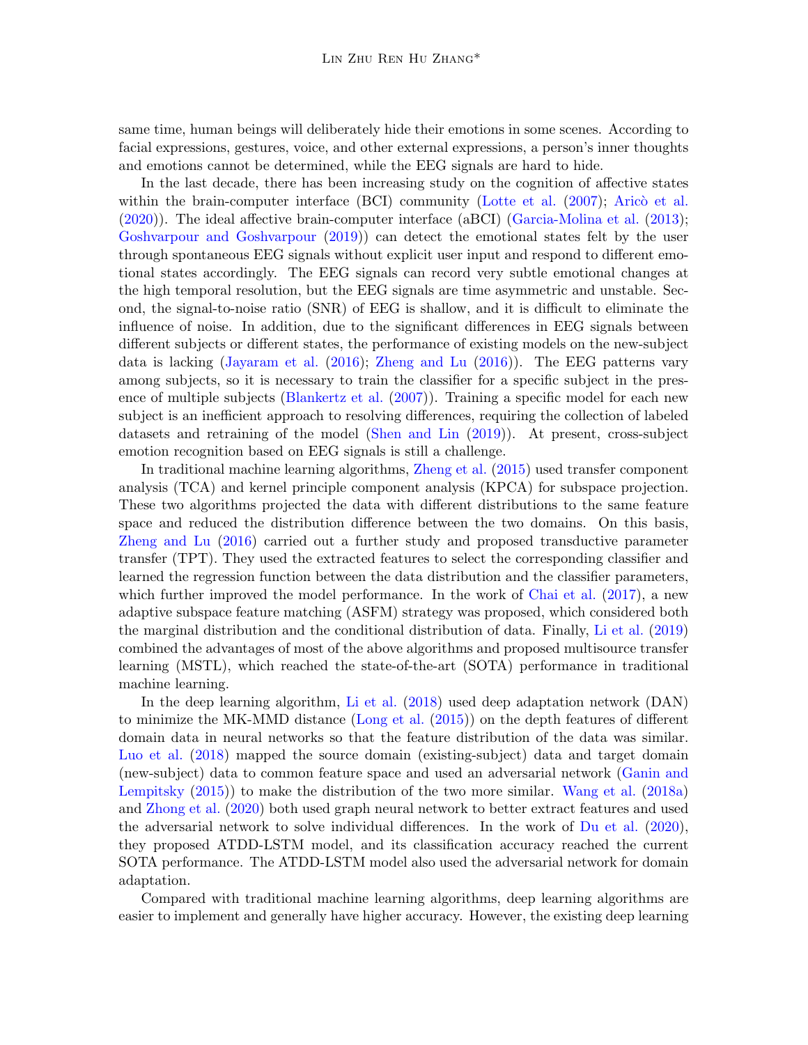same time, human beings will deliberately hide their emotions in some scenes. According to facial expressions, gestures, voice, and other external expressions, a person's inner thoughts and emotions cannot be determined, while the EEG signals are hard to hide.

In the last decade, there has been increasing study on the cognition of affective states within the brain-computer interface (BCI) community (Lotte et al. (2007); Aricò et al. (2020)). The ideal affective brain-computer interface (aBCI) (Garcia-Molina et al. (2013); Goshvarpour and Goshvarpour (2019)) can detect the emotional states felt by the user through spontaneous EEG signals without explicit user input and respond to different emotional states accordingly. The EEG signals can record very subtle emotional changes at the high temporal resolution, but the EEG signals are time asymmetric and unstable. Second, the signal-to-noise ratio (SNR) of EEG is shallow, and it is difficult to eliminate the influence of noise. In addition, due to the significant differences in EEG signals between different subjects or different states, the performance of existing models on the new-subject data is lacking (Jayaram et al. (2016); Zheng and Lu (2016)). The EEG patterns vary among subjects, so it is necessary to train the classifier for a specific subject in the presence of multiple subjects (Blankertz et al. (2007)). Training a specific model for each new subject is an inefficient approach to resolving differences, requiring the collection of labeled datasets and retraining of the model (Shen and Lin (2019)). At present, cross-subject emotion recognition based on EEG signals is still a challenge.

In traditional machine learning algorithms, Zheng et al. (2015) used transfer component analysis (TCA) and kernel principle component analysis (KPCA) for subspace projection. These two algorithms projected the data with different distributions to the same feature space and reduced the distribution difference between the two domains. On this basis, Zheng and Lu (2016) carried out a further study and proposed transductive parameter transfer (TPT). They used the extracted features to select the corresponding classifier and learned the regression function between the data distribution and the classifier parameters, which further improved the model performance. In the work of Chai et al. (2017), a new adaptive subspace feature matching (ASFM) strategy was proposed, which considered both the marginal distribution and the conditional distribution of data. Finally, Li et al. (2019) combined the advantages of most of the above algorithms and proposed multisource transfer learning (MSTL), which reached the state-of-the-art (SOTA) performance in traditional machine learning.

In the deep learning algorithm, Li et al. (2018) used deep adaptation network (DAN) to minimize the MK-MMD distance (Long et al. (2015)) on the depth features of different domain data in neural networks so that the feature distribution of the data was similar. Luo et al. (2018) mapped the source domain (existing-subject) data and target domain (new-subject) data to common feature space and used an adversarial network (Ganin and Lempitsky (2015)) to make the distribution of the two more similar. Wang et al. (2018a) and Zhong et al. (2020) both used graph neural network to better extract features and used the adversarial network to solve individual differences. In the work of Du et al. (2020), they proposed ATDD-LSTM model, and its classification accuracy reached the current SOTA performance. The ATDD-LSTM model also used the adversarial network for domain adaptation.

Compared with traditional machine learning algorithms, deep learning algorithms are easier to implement and generally have higher accuracy. However, the existing deep learning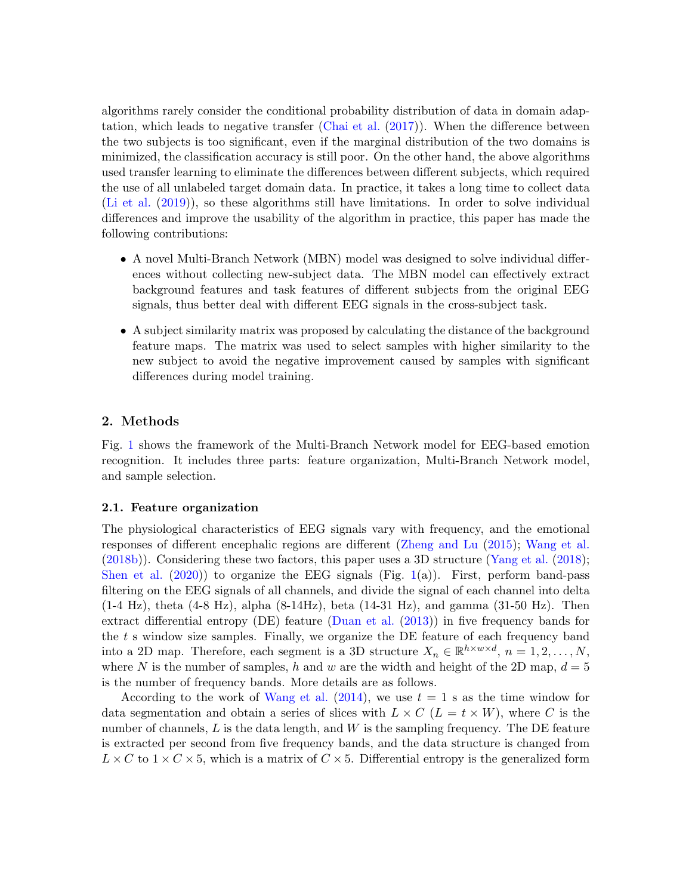algorithms rarely consider the conditional probability distribution of data in domain adaptation, which leads to negative transfer (Chai et al. (2017)). When the difference between the two subjects is too significant, even if the marginal distribution of the two domains is minimized, the classification accuracy is still poor. On the other hand, the above algorithms used transfer learning to eliminate the differences between different subjects, which required the use of all unlabeled target domain data. In practice, it takes a long time to collect data (Li et al. (2019)), so these algorithms still have limitations. In order to solve individual differences and improve the usability of the algorithm in practice, this paper has made the following contributions:

- A novel Multi-Branch Network (MBN) model was designed to solve individual differences without collecting new-subject data. The MBN model can effectively extract background features and task features of different subjects from the original EEG signals, thus better deal with different EEG signals in the cross-subject task.
- A subject similarity matrix was proposed by calculating the distance of the background feature maps. The matrix was used to select samples with higher similarity to the new subject to avoid the negative improvement caused by samples with significant differences during model training.

## 2. Methods

Fig. 1 shows the framework of the Multi-Branch Network model for EEG-based emotion recognition. It includes three parts: feature organization, Multi-Branch Network model, and sample selection.

### 2.1. Feature organization

The physiological characteristics of EEG signals vary with frequency, and the emotional responses of different encephalic regions are different (Zheng and Lu (2015); Wang et al. (2018b)). Considering these two factors, this paper uses a 3D structure (Yang et al. (2018); Shen et al. (2020)) to organize the EEG signals (Fig. 1(a)). First, perform band-pass filtering on the EEG signals of all channels, and divide the signal of each channel into delta (1-4 Hz), theta (4-8 Hz), alpha (8-14Hz), beta (14-31 Hz), and gamma (31-50 Hz). Then extract differential entropy (DE) feature (Duan et al. (2013)) in five frequency bands for the $t$ s window size samples. Finally, we organize the DE feature of each frequency band into a 2D map. Therefore, each segment is a 3D structure $X_n \in \mathbb{R}^{h \times w \times d}$, $n = 1, 2, \ldots, N$, where $N$ is the number of samples, $h$ and $w$ are the width and height of the 2D map, $d = 5$ is the number of frequency bands. More details are as follows.

According to the work of Wang et al. (2014), we use $t = 1$ s as the time window for data segmentation and obtain a series of slices with $L \times C$ ($L = t \times W$), where $C$ is the number of channels, $L$ is the data length, and $W$ is the sampling frequency. The DE feature is extracted per second from five frequency bands, and the data structure is changed from $L \times C$ to $1 \times C \times 5$, which is a matrix of $C \times 5$. Differential entropy is the generalized form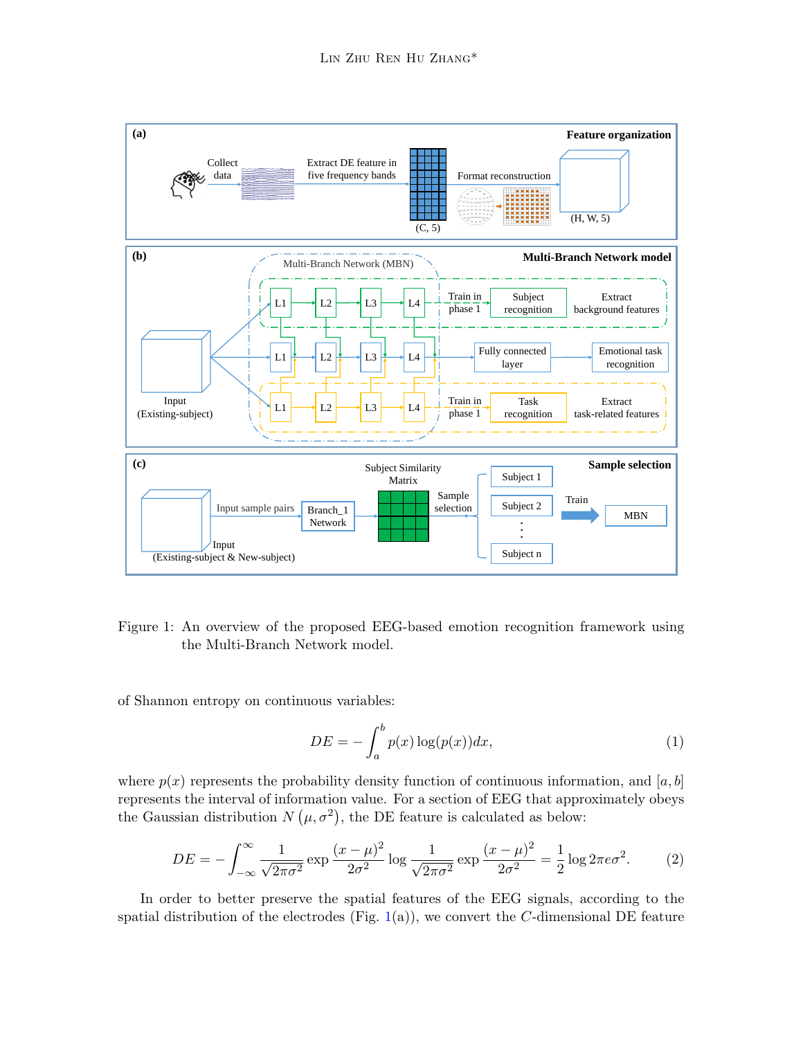Figure 1: An overview of the proposed EEG-based emotion recognition framework using the Multi-Branch Network model.

of Shannon entropy on continuous variables:

$$DE = -\int_{a}^{b} p(x)\log(p(x))dx, \tag{1}$$

where $p(x)$ represents the probability density function of continuous information, and $[a, b]$ represents the interval of information value. For a section of EEG that approximately obeys the Gaussian distribution $N(\mu, \sigma^2)$, the DE feature is calculated as below:

$$DE = -\int_{-\infty}^{\infty} \frac{1}{\sqrt{2\pi\sigma^2}} \exp\frac{(x-\mu)^2}{2\sigma^2} \log\frac{1}{\sqrt{2\pi\sigma^2}} \exp\frac{(x-\mu)^2}{2\sigma^2} = \frac{1}{2}\log 2\pi e\sigma^2. \tag{2}$$

In order to better preserve the spatial features of the EEG signals, according to the spatial distribution of the electrodes (Fig. 1(a)), we convert the $C$-dimensional DE feature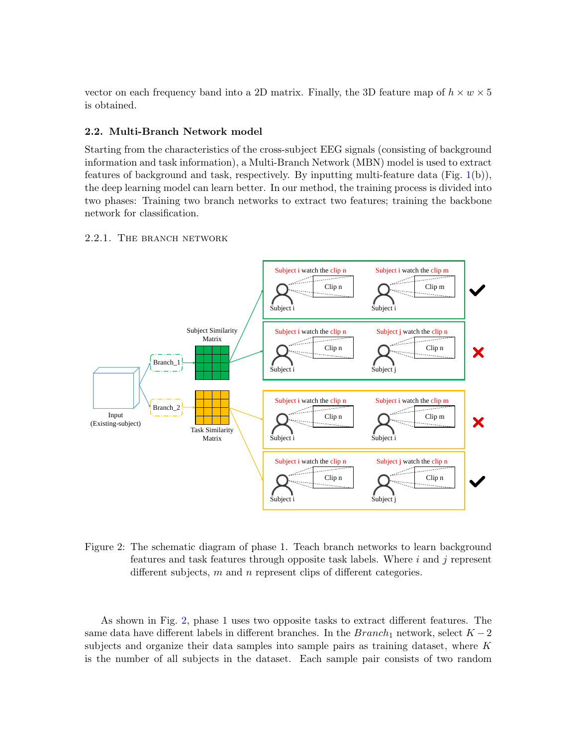vector on each frequency band into a 2D matrix. Finally, the 3D feature map of $h \times w \times 5$ is obtained.

### 2.2. Multi-Branch Network model

Starting from the characteristics of the cross-subject EEG signals (consisting of background information and task information), a Multi-Branch Network (MBN) model is used to extract features of background and task, respectively. By inputting multi-feature data (Fig. 1(b)), the deep learning model can learn better. In our method, the training process is divided into two phases: Training two branch networks to extract two features; training the backbone network for classification.

#### 2.2.1. The branch network

Figure 2: The schematic diagram of phase 1. Teach branch networks to learn background features and task features through opposite task labels. Where $i$ and $j$ represent different subjects, $m$ and $n$ represent clips of different categories.

As shown in Fig. 2, phase 1 uses two opposite tasks to extract different features. The same data have different labels in different branches. In the $Branch_1$ network, select $K-2$ subjects and organize their data samples into sample pairs as training dataset, where $K$ is the number of all subjects in the dataset. Each sample pair consists of two random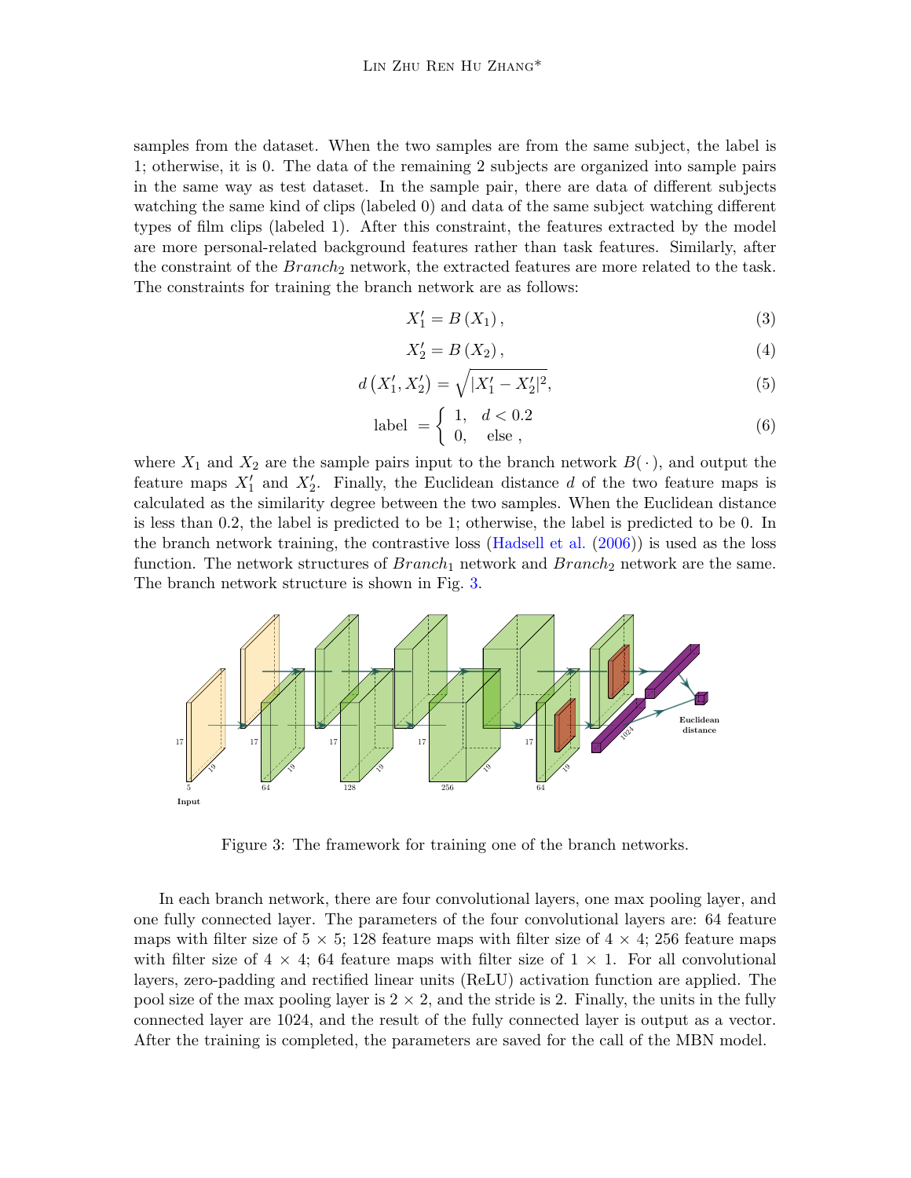samples from the dataset. When the two samples are from the same subject, the label is 1; otherwise, it is 0. The data of the remaining 2 subjects are organized into sample pairs in the same way as test dataset. In the sample pair, there are data of different subjects watching the same kind of clips (labeled 0) and data of the same subject watching different types of film clips (labeled 1). After this constraint, the features extracted by the model are more personal-related background features rather than task features. Similarly, after the constraint of the $Branch_2$ network, the extracted features are more related to the task. The constraints for training the branch network are as follows:

$$X_1' = B\left(X_1\right), \tag{3}$$

$$X_2' = B\left(X_2\right), \tag{4}$$

$$d\left(X_1', X_2'\right) = \sqrt{|X_1' - X_2'|^2}, \tag{5}$$

$$\text{label } = \begin{cases} 1, & d < 0.2 \\ 0, & \text{else} \end{cases}, \tag{6}$$

where $X_1$ and $X_2$ are the sample pairs input to the branch network $B(\cdot)$, and output the feature maps $X_1'$ and $X_2'$. Finally, the Euclidean distance $d$ of the two feature maps is calculated as the similarity degree between the two samples. When the Euclidean distance is less than 0.2, the label is predicted to be 1; otherwise, the label is predicted to be 0. In the branch network training, the contrastive loss (Hadsell et al. (2006)) is used as the loss function. The network structures of $Branch_1$ network and $Branch_2$ network are the same. The branch network structure is shown in Fig. 3.

Figure 3: The framework for training one of the branch networks.

In each branch network, there are four convolutional layers, one max pooling layer, and one fully connected layer. The parameters of the four convolutional layers are: 64 feature maps with filter size of 5 × 5; 128 feature maps with filter size of 4 × 4; 256 feature maps with filter size of 4 × 4; 64 feature maps with filter size of 1 × 1. For all convolutional layers, zero-padding and rectified linear units (ReLU) activation function are applied. The pool size of the max pooling layer is 2 × 2, and the stride is 2. Finally, the units in the fully connected layer are 1024, and the result of the fully connected layer is output as a vector. After the training is completed, the parameters are saved for the call of the MBN model.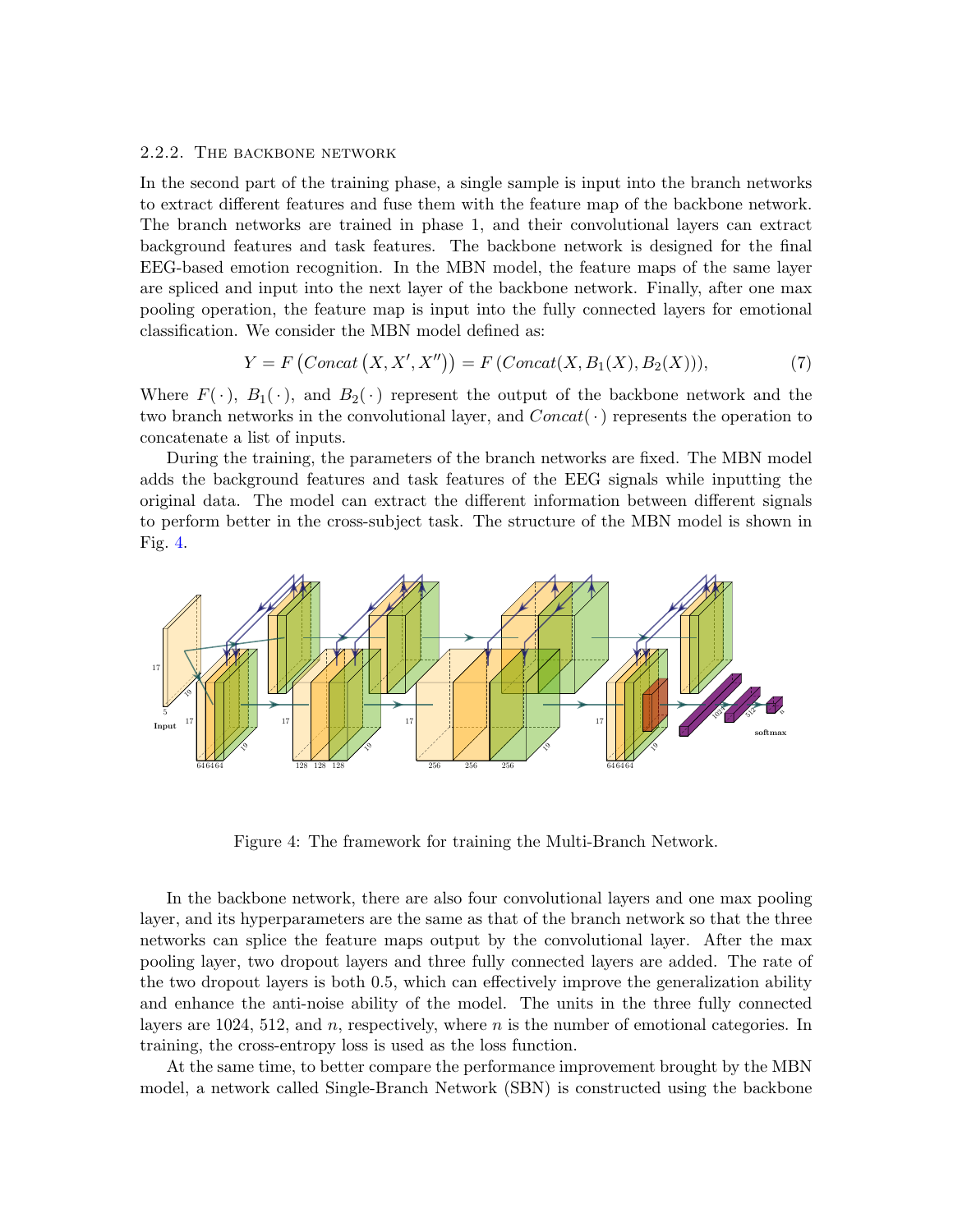### 2.2.2. The backbone network

In the second part of the training phase, a single sample is input into the branch networks to extract different features and fuse them with the feature map of the backbone network. The branch networks are trained in phase 1, and their convolutional layers can extract background features and task features. The backbone network is designed for the final EEG-based emotion recognition. In the MBN model, the feature maps of the same layer are spliced and input into the next layer of the backbone network. Finally, after one max pooling operation, the feature map is input into the fully connected layers for emotional classification. We consider the MBN model defined as:

$$Y = F\left(Concat\left(X, X', X''\right)\right) = F\left(Concat(X, B_1(X), B_2(X))\right), \tag{7}$$

Where $F(\cdot)$, $B_1(\cdot)$, and $B_2(\cdot)$ represent the output of the backbone network and the two branch networks in the convolutional layer, and $Concat(\cdot)$ represents the operation to concatenate a list of inputs.

During the training, the parameters of the branch networks are fixed. The MBN model adds the background features and task features of the EEG signals while inputting the original data. The model can extract the different information between different signals to perform better in the cross-subject task. The structure of the MBN model is shown in Fig. 4.

Figure 4: The framework for training the Multi-Branch Network.

In the backbone network, there are also four convolutional layers and one max pooling layer, and its hyperparameters are the same as that of the branch network so that the three networks can splice the feature maps output by the convolutional layer. After the max pooling layer, two dropout layers and three fully connected layers are added. The rate of the two dropout layers is both 0.5, which can effectively improve the generalization ability and enhance the anti-noise ability of the model. The units in the three fully connected layers are 1024, 512, and $n$, respectively, where $n$ is the number of emotional categories. In training, the cross-entropy loss is used as the loss function.

At the same time, to better compare the performance improvement brought by the MBN model, a network called Single-Branch Network (SBN) is constructed using the backbone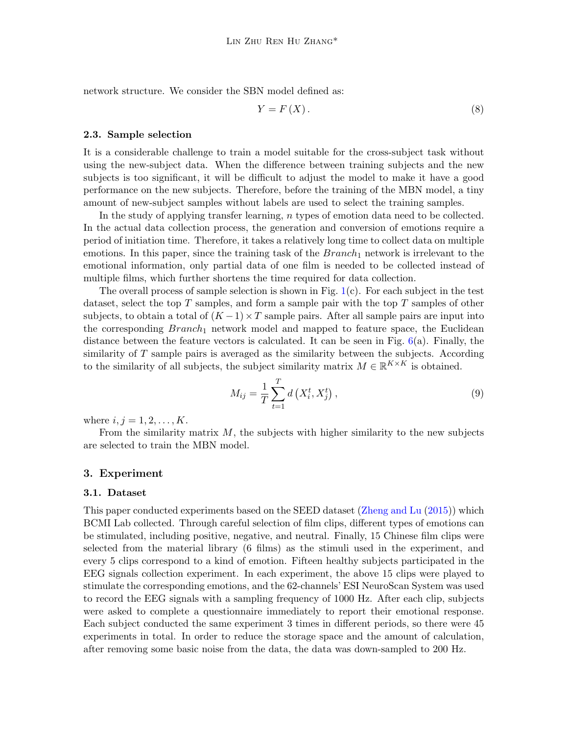network structure. We consider the SBN model defined as:

$$Y = F(X). \tag{8}$$

### 2.3. Sample selection

It is a considerable challenge to train a model suitable for the cross-subject task without using the new-subject data. When the difference between training subjects and the new subjects is too significant, it will be difficult to adjust the model to make it have a good performance on the new subjects. Therefore, before the training of the MBN model, a tiny amount of new-subject samples without labels are used to select the training samples.

In the study of applying transfer learning, $n$ types of emotion data need to be collected. In the actual data collection process, the generation and conversion of emotions require a period of initiation time. Therefore, it takes a relatively long time to collect data on multiple emotions. In this paper, since the training task of the $Branch_1$ network is irrelevant to the emotional information, only partial data of one film is needed to be collected instead of multiple films, which further shortens the time required for data collection.

The overall process of sample selection is shown in Fig. 1(c). For each subject in the test dataset, select the top $T$ samples, and form a sample pair with the top $T$ samples of other subjects, to obtain a total of $(K-1)\times T$ sample pairs. After all sample pairs are input into the corresponding $Branch_1$ network model and mapped to feature space, the Euclidean distance between the feature vectors is calculated. It can be seen in Fig. 6(a). Finally, the similarity of $T$ sample pairs is averaged as the similarity between the subjects. According to the similarity of all subjects, the subject similarity matrix $M \in \mathbb{R}^{K\times K}$ is obtained.

$$M_{ij} = \frac{1}{T}\sum_{t=1}^{T} d\left(X_i^t, X_j^t\right), \tag{9}$$

where $i, j = 1, 2, \dots, K$.

From the similarity matrix $M$, the subjects with higher similarity to the new subjects are selected to train the MBN model.

## 3. Experiment

### 3.1. Dataset

This paper conducted experiments based on the SEED dataset (Zheng and Lu (2015)) which BCMI Lab collected. Through careful selection of film clips, different types of emotions can be stimulated, including positive, negative, and neutral. Finally, 15 Chinese film clips were selected from the material library (6 films) as the stimuli used in the experiment, and every 5 clips correspond to a kind of emotion. Fifteen healthy subjects participated in the EEG signals collection experiment. In each experiment, the above 15 clips were played to stimulate the corresponding emotions, and the 62-channels' ESI NeuroScan System was used to record the EEG signals with a sampling frequency of 1000 Hz. After each clip, subjects were asked to complete a questionnaire immediately to report their emotional response. Each subject conducted the same experiment 3 times in different periods, so there were 45 experiments in total. In order to reduce the storage space and the amount of calculation, after removing some basic noise from the data, the data was down-sampled to 200 Hz.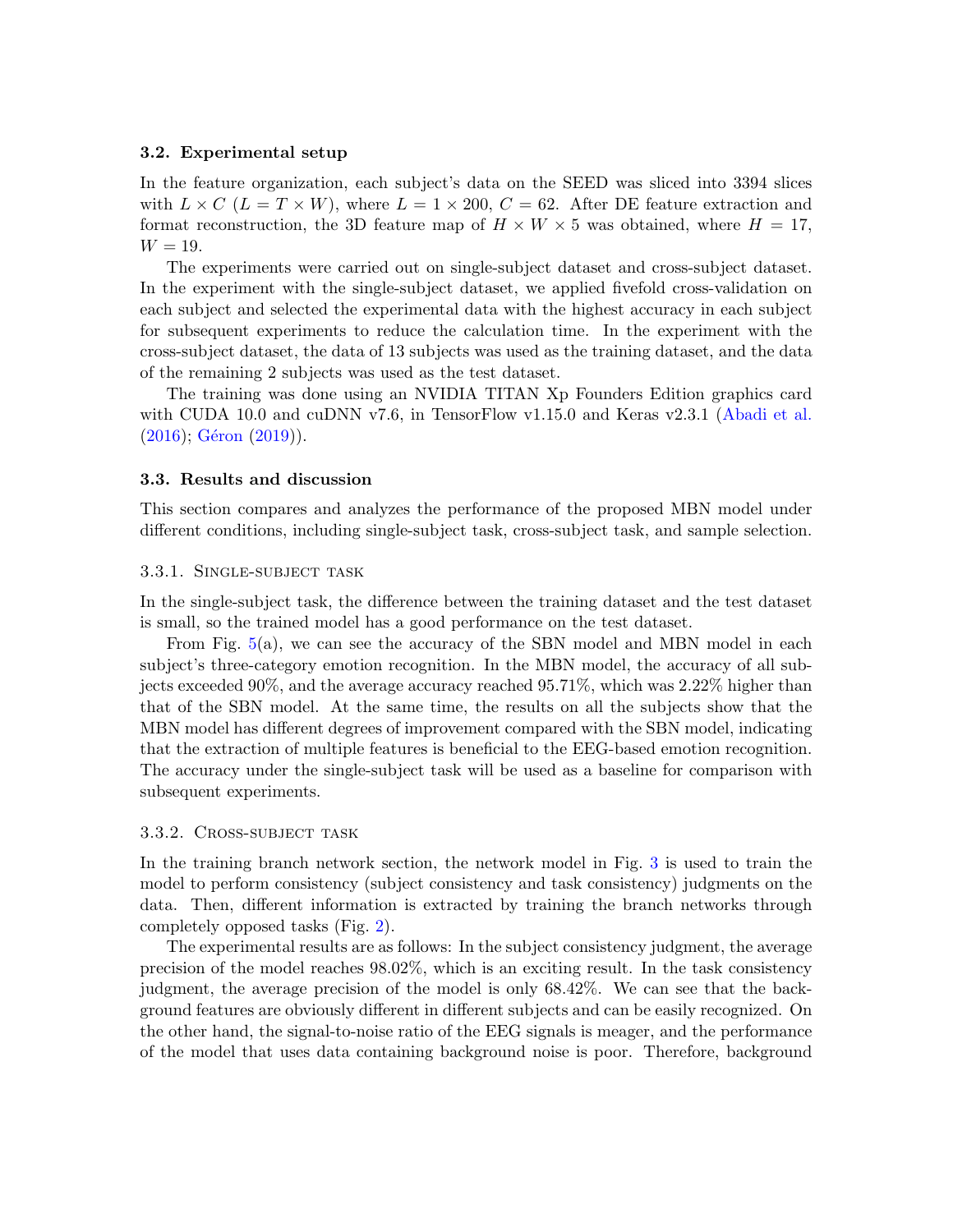### 3.2. Experimental setup

In the feature organization, each subject's data on the SEED was sliced into 3394 slices with $L \times C$ ($L = T \times W$), where $L = 1 \times 200$, $C = 62$. After DE feature extraction and format reconstruction, the 3D feature map of $H \times W \times 5$ was obtained, where $H = 17$, $W = 19$.

The experiments were carried out on single-subject dataset and cross-subject dataset. In the experiment with the single-subject dataset, we applied fivefold cross-validation on each subject and selected the experimental data with the highest accuracy in each subject for subsequent experiments to reduce the calculation time. In the experiment with the cross-subject dataset, the data of 13 subjects was used as the training dataset, and the data of the remaining 2 subjects was used as the test dataset.

The training was done using an NVIDIA TITAN Xp Founders Edition graphics card with CUDA 10.0 and cuDNN v7.6, in TensorFlow v1.15.0 and Keras v2.3.1 (Abadi et al. (2016); Géron (2019)).

### 3.3. Results and discussion

This section compares and analyzes the performance of the proposed MBN model under different conditions, including single-subject task, cross-subject task, and sample selection.

#### 3.3.1. Single-subject task

In the single-subject task, the difference between the training dataset and the test dataset is small, so the trained model has a good performance on the test dataset.

From Fig. 5(a), we can see the accuracy of the SBN model and MBN model in each subject's three-category emotion recognition. In the MBN model, the accuracy of all subjects exceeded 90%, and the average accuracy reached 95.71%, which was 2.22% higher than that of the SBN model. At the same time, the results on all the subjects show that the MBN model has different degrees of improvement compared with the SBN model, indicating that the extraction of multiple features is beneficial to the EEG-based emotion recognition. The accuracy under the single-subject task will be used as a baseline for comparison with subsequent experiments.

#### 3.3.2. Cross-subject task

In the training branch network section, the network model in Fig. 3 is used to train the model to perform consistency (subject consistency and task consistency) judgments on the data. Then, different information is extracted by training the branch networks through completely opposed tasks (Fig. 2).

The experimental results are as follows: In the subject consistency judgment, the average precision of the model reaches 98.02%, which is an exciting result. In the task consistency judgment, the average precision of the model is only 68.42%. We can see that the background features are obviously different in different subjects and can be easily recognized. On the other hand, the signal-to-noise ratio of the EEG signals is meager, and the performance of the model that uses data containing background noise is poor. Therefore, background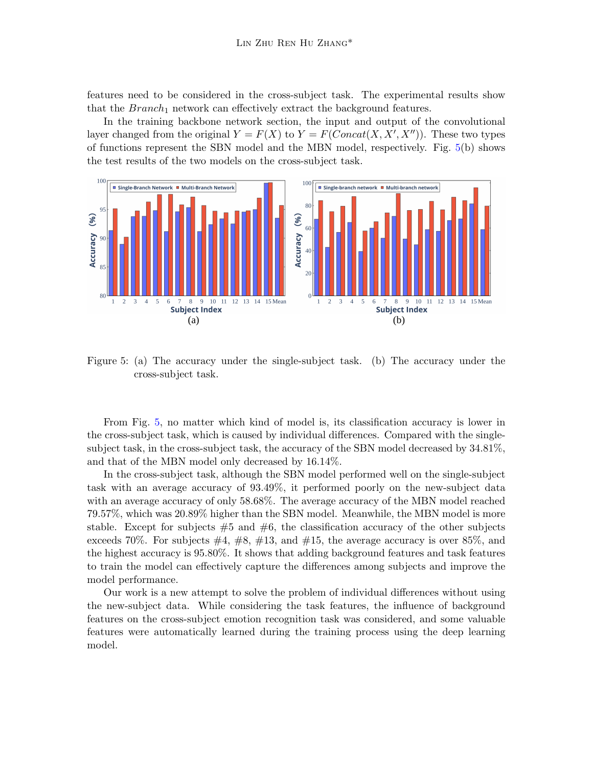features need to be considered in the cross-subject task. The experimental results show that the $Branch_1$ network can effectively extract the background features.

In the training backbone network section, the input and output of the convolutional layer changed from the original $Y = F(X)$ to $Y = F(Concat(X, X', X''))$. These two types of functions represent the SBN model and the MBN model, respectively. Fig. 5(b) shows the test results of the two models on the cross-subject task.

Figure 5: (a) The accuracy under the single-subject task. (b) The accuracy under the cross-subject task.

From Fig. 5, no matter which kind of model is, its classification accuracy is lower in the cross-subject task, which is caused by individual differences. Compared with the single-subject task, in the cross-subject task, the accuracy of the SBN model decreased by 34.81%, and that of the MBN model only decreased by 16.14%.

In the cross-subject task, although the SBN model performed well on the single-subject task with an average accuracy of 93.49%, it performed poorly on the new-subject data with an average accuracy of only 58.68%. The average accuracy of the MBN model reached 79.57%, which was 20.89% higher than the SBN model. Meanwhile, the MBN model is more stable. Except for subjects #5 and #6, the classification accuracy of the other subjects exceeds 70%. For subjects #4, #8, #13, and #15, the average accuracy is over 85%, and the highest accuracy is 95.80%. It shows that adding background features and task features to train the model can effectively capture the differences among subjects and improve the model performance.

Our work is a new attempt to solve the problem of individual differences without using the new-subject data. While considering the task features, the influence of background features on the cross-subject emotion recognition task was considered, and some valuable features were automatically learned during the training process using the deep learning model.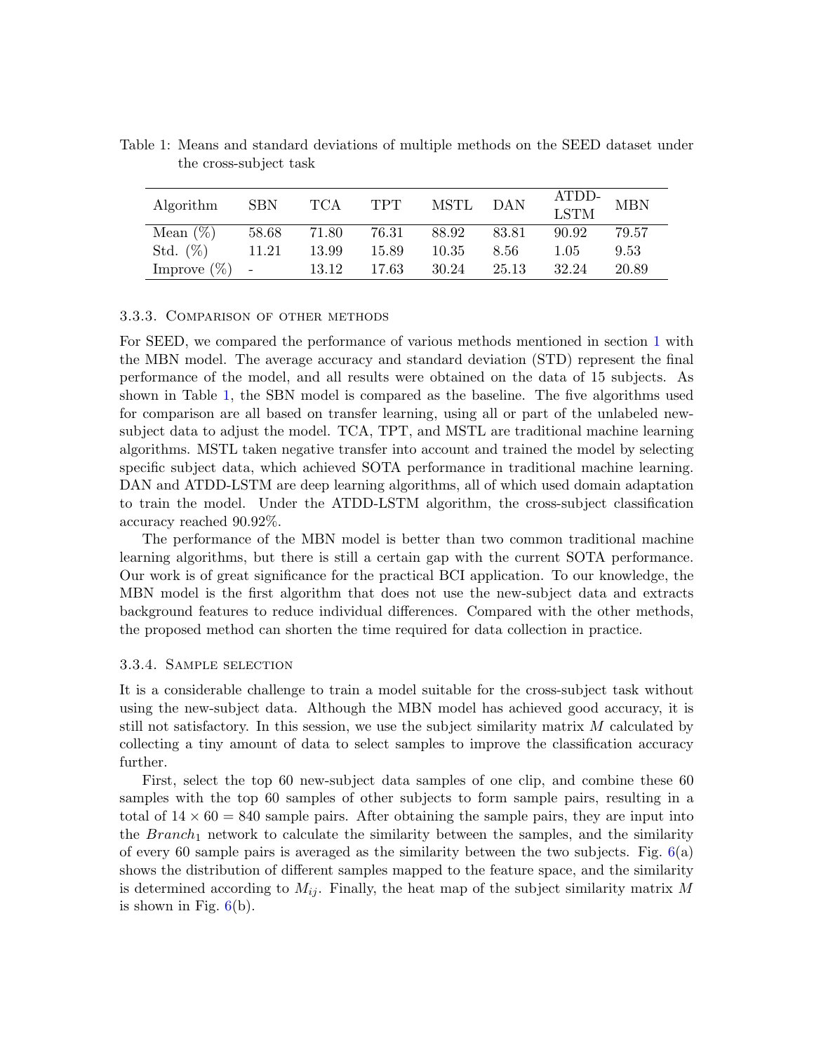Table 1: Means and standard deviations of multiple methods on the SEED dataset under the cross-subject task

| Algorithm | SBN | TCA | TPT | MSTL | DAN | ATDD-LSTM | MBN |
|---|---|---|---|---|---|---|---|
| Mean (%) | 58.68 | 71.80 | 76.31 | 88.92 | 83.81 | 90.92 | 79.57 |
| Std. (%) | 11.21 | 13.99 | 15.89 | 10.35 | 8.56 | 1.05 | 9.53 |
| Improve (%) | - | 13.12 | 17.63 | 30.24 | 25.13 | 32.24 | 20.89 |

#### 3.3.3. Comparison of other methods

For SEED, we compared the performance of various methods mentioned in section 1 with the MBN model. The average accuracy and standard deviation (STD) represent the final performance of the model, and all results were obtained on the data of 15 subjects. As shown in Table 1, the SBN model is compared as the baseline. The five algorithms used for comparison are all based on transfer learning, using all or part of the unlabeled new-subject data to adjust the model. TCA, TPT, and MSTL are traditional machine learning algorithms. MSTL taken negative transfer into account and trained the model by selecting specific subject data, which achieved SOTA performance in traditional machine learning. DAN and ATDD-LSTM are deep learning algorithms, all of which used domain adaptation to train the model. Under the ATDD-LSTM algorithm, the cross-subject classification accuracy reached 90.92%.

The performance of the MBN model is better than two common traditional machine learning algorithms, but there is still a certain gap with the current SOTA performance. Our work is of great significance for the practical BCI application. To our knowledge, the MBN model is the first algorithm that does not use the new-subject data and extracts background features to reduce individual differences. Compared with the other methods, the proposed method can shorten the time required for data collection in practice.

#### 3.3.4. Sample selection

It is a considerable challenge to train a model suitable for the cross-subject task without using the new-subject data. Although the MBN model has achieved good accuracy, it is still not satisfactory. In this session, we use the subject similarity matrix $M$ calculated by collecting a tiny amount of data to select samples to improve the classification accuracy further.

First, select the top 60 new-subject data samples of one clip, and combine these 60 samples with the top 60 samples of other subjects to form sample pairs, resulting in a total of $14 \times 60 = 840$ sample pairs. After obtaining the sample pairs, they are input into the $Branch_1$ network to calculate the similarity between the samples, and the similarity of every 60 sample pairs is averaged as the similarity between the two subjects. Fig. 6(a) shows the distribution of different samples mapped to the feature space, and the similarity is determined according to $M_{ij}$. Finally, the heat map of the subject similarity matrix $M$ is shown in Fig. 6(b).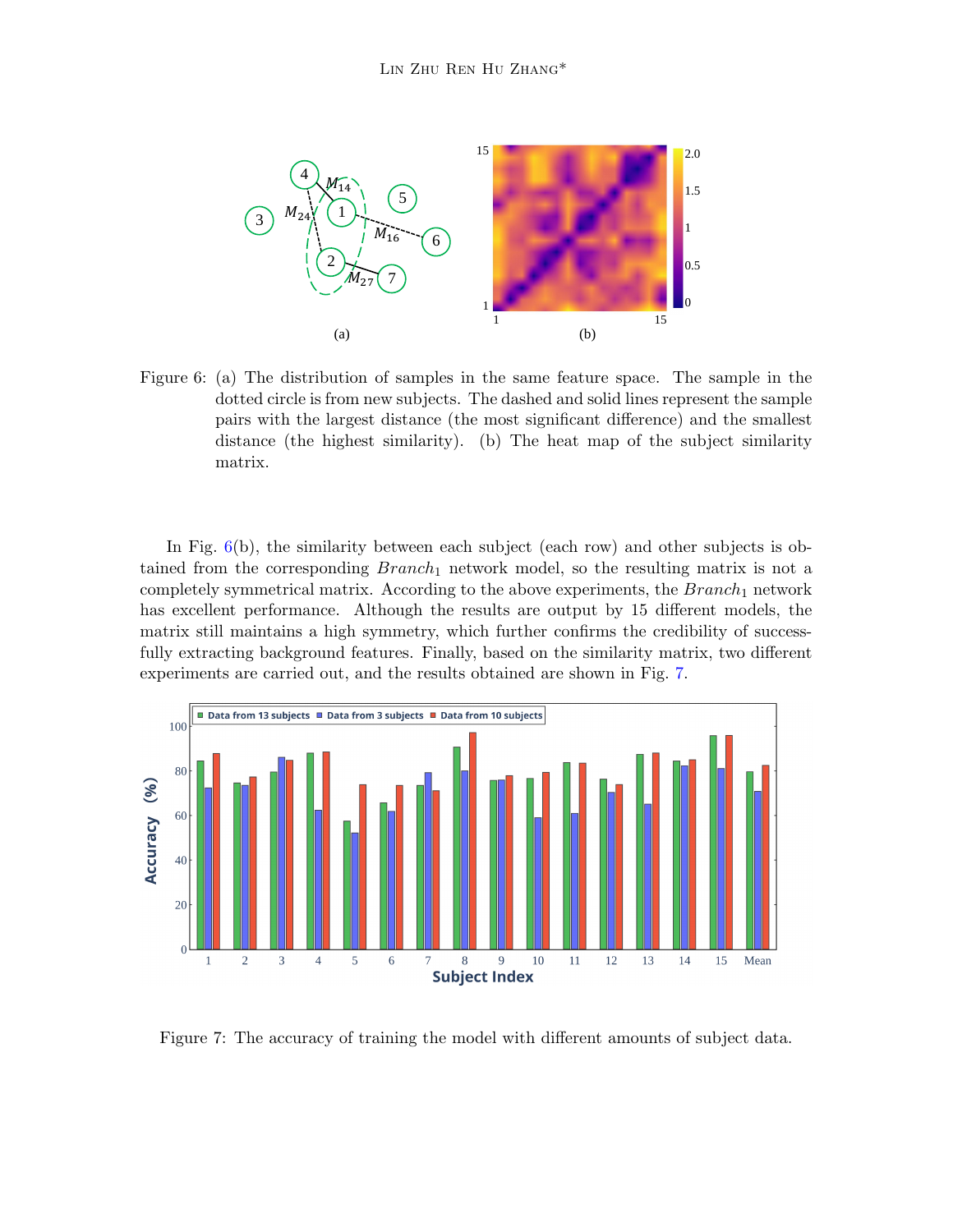Figure 6: (a) The distribution of samples in the same feature space. The sample in the dotted circle is from new subjects. The dashed and solid lines represent the sample pairs with the largest distance (the most significant difference) and the smallest distance (the highest similarity). (b) The heat map of the subject similarity matrix.

In Fig. 6(b), the similarity between each subject (each row) and other subjects is obtained from the corresponding $Branch_1$ network model, so the resulting matrix is not a completely symmetrical matrix. According to the above experiments, the $Branch_1$ network has excellent performance. Although the results are output by 15 different models, the matrix still maintains a high symmetry, which further confirms the credibility of successfully extracting background features. Finally, based on the similarity matrix, two different experiments are carried out, and the results obtained are shown in Fig. 7.

Figure 7: The accuracy of training the model with different amounts of subject data.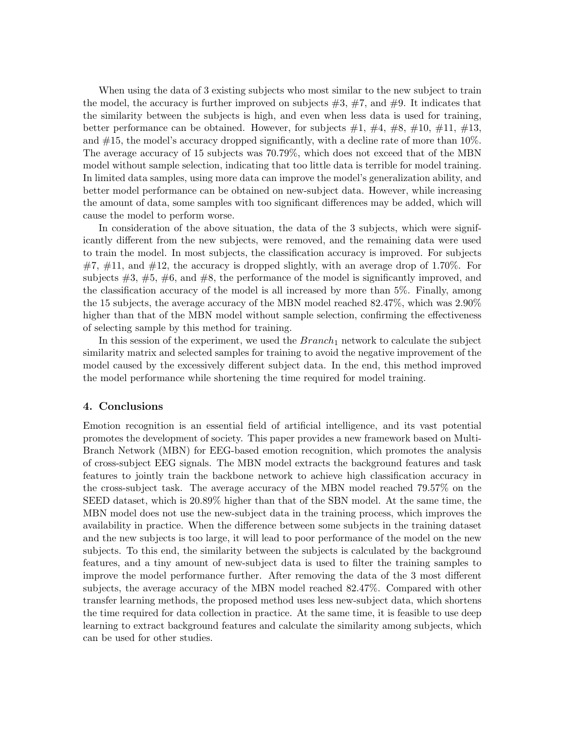When using the data of 3 existing subjects who most similar to the new subject to train the model, the accuracy is further improved on subjects #3, #7, and #9. It indicates that the similarity between the subjects is high, and even when less data is used for training, better performance can be obtained. However, for subjects #1, #4, #8, #10, #11, #13, and #15, the model's accuracy dropped significantly, with a decline rate of more than 10%. The average accuracy of 15 subjects was 70.79%, which does not exceed that of the MBN model without sample selection, indicating that too little data is terrible for model training. In limited data samples, using more data can improve the model's generalization ability, and better model performance can be obtained on new-subject data. However, while increasing the amount of data, some samples with too significant differences may be added, which will cause the model to perform worse.

In consideration of the above situation, the data of the 3 subjects, which were significantly different from the new subjects, were removed, and the remaining data were used to train the model. In most subjects, the classification accuracy is improved. For subjects #7, #11, and #12, the accuracy is dropped slightly, with an average drop of 1.70%. For subjects #3, #5, #6, and #8, the performance of the model is significantly improved, and the classification accuracy of the model is all increased by more than 5%. Finally, among the 15 subjects, the average accuracy of the MBN model reached 82.47%, which was 2.90% higher than that of the MBN model without sample selection, confirming the effectiveness of selecting sample by this method for training.

In this session of the experiment, we used the $Branch_1$ network to calculate the subject similarity matrix and selected samples for training to avoid the negative improvement of the model caused by the excessively different subject data. In the end, this method improved the model performance while shortening the time required for model training.

## 4. Conclusions

Emotion recognition is an essential field of artificial intelligence, and its vast potential promotes the development of society. This paper provides a new framework based on Multi-Branch Network (MBN) for EEG-based emotion recognition, which promotes the analysis of cross-subject EEG signals. The MBN model extracts the background features and task features to jointly train the backbone network to achieve high classification accuracy in the cross-subject task. The average accuracy of the MBN model reached 79.57% on the SEED dataset, which is 20.89% higher than that of the SBN model. At the same time, the MBN model does not use the new-subject data in the training process, which improves the availability in practice. When the difference between some subjects in the training dataset and the new subjects is too large, it will lead to poor performance of the model on the new subjects. To this end, the similarity between the subjects is calculated by the background features, and a tiny amount of new-subject data is used to filter the training samples to improve the model performance further. After removing the data of the 3 most different subjects, the average accuracy of the MBN model reached 82.47%. Compared with other transfer learning methods, the proposed method uses less new-subject data, which shortens the time required for data collection in practice. At the same time, it is feasible to use deep learning to extract background features and calculate the similarity among subjects, which can be used for other studies.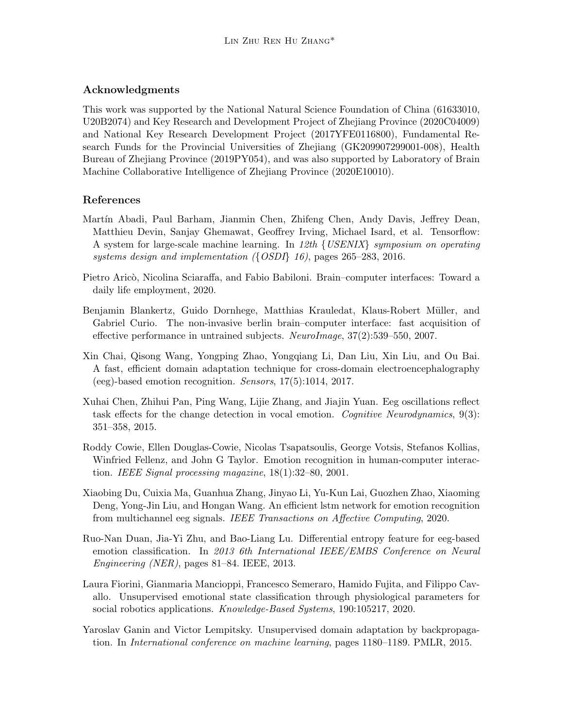## Acknowledgments

This work was supported by the National Natural Science Foundation of China (61633010, U20B2074) and Key Research and Development Project of Zhejiang Province (2020C04009) and National Key Research Development Project (2017YFE0116800), Fundamental Research Funds for the Provincial Universities of Zhejiang (GK209907299001-008), Health Bureau of Zhejiang Province (2019PY054), and was also supported by Laboratory of Brain Machine Collaborative Intelligence of Zhejiang Province (2020E10010).

## References

Martín Abadi, Paul Barham, Jianmin Chen, Zhifeng Chen, Andy Davis, Jeffrey Dean, Matthieu Devin, Sanjay Ghemawat, Geoffrey Irving, Michael Isard, et al. Tensorflow: A system for large-scale machine learning. In *12th {USENIX} symposium on operating systems design and implementation ({OSDI} 16)*, pages 265–283, 2016.

Pietro Aricò, Nicolina Sciaraffa, and Fabio Babiloni. Brain–computer interfaces: Toward a daily life employment, 2020.

Benjamin Blankertz, Guido Dornhege, Matthias Krauledat, Klaus-Robert Müller, and Gabriel Curio. The non-invasive berlin brain–computer interface: fast acquisition of effective performance in untrained subjects. *NeuroImage*, 37(2):539–550, 2007.

Xin Chai, Qisong Wang, Yongping Zhao, Yongqiang Li, Dan Liu, Xin Liu, and Ou Bai. A fast, efficient domain adaptation technique for cross-domain electroencephalography (eeg)-based emotion recognition. *Sensors*, 17(5):1014, 2017.

Xuhai Chen, Zhihui Pan, Ping Wang, Lijie Zhang, and Jiajin Yuan. Eeg oscillations reflect task effects for the change detection in vocal emotion. *Cognitive Neurodynamics*, 9(3): 351–358, 2015.

Roddy Cowie, Ellen Douglas-Cowie, Nicolas Tsapatsoulis, George Votsis, Stefanos Kollias, Winfried Fellenz, and John G Taylor. Emotion recognition in human-computer interaction. *IEEE Signal processing magazine*, 18(1):32–80, 2001.

Xiaobing Du, Cuixia Ma, Guanhua Zhang, Jinyao Li, Yu-Kun Lai, Guozhen Zhao, Xiaoming Deng, Yong-Jin Liu, and Hongan Wang. An efficient lstm network for emotion recognition from multichannel eeg signals. *IEEE Transactions on Affective Computing*, 2020.

Ruo-Nan Duan, Jia-Yi Zhu, and Bao-Liang Lu. Differential entropy feature for eeg-based emotion classification. In *2013 6th International IEEE/EMBS Conference on Neural Engineering (NER)*, pages 81–84. IEEE, 2013.

Laura Fiorini, Gianmaria Mancioppi, Francesco Semeraro, Hamido Fujita, and Filippo Cavallo. Unsupervised emotional state classification through physiological parameters for social robotics applications. *Knowledge-Based Systems*, 190:105217, 2020.

Yaroslav Ganin and Victor Lempitsky. Unsupervised domain adaptation by backpropagation. In *International conference on machine learning*, pages 1180–1189. PMLR, 2015.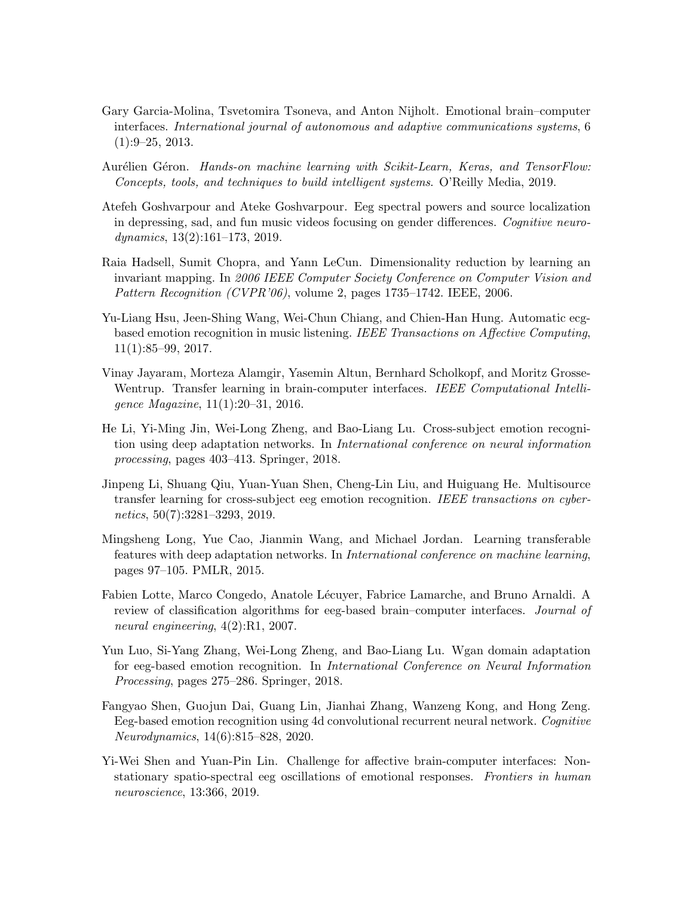Gary Garcia-Molina, Tsvetomira Tsoneva, and Anton Nijholt. Emotional brain–computer interfaces. *International journal of autonomous and adaptive communications systems*, 6 (1):9–25, 2013.

Aurélien Géron. *Hands-on machine learning with Scikit-Learn, Keras, and TensorFlow: Concepts, tools, and techniques to build intelligent systems*. O'Reilly Media, 2019.

Atefeh Goshvarpour and Ateke Goshvarpour. Eeg spectral powers and source localization in depressing, sad, and fun music videos focusing on gender differences. *Cognitive neurodynamics*, 13(2):161–173, 2019.

Raia Hadsell, Sumit Chopra, and Yann LeCun. Dimensionality reduction by learning an invariant mapping. In *2006 IEEE Computer Society Conference on Computer Vision and Pattern Recognition (CVPR'06)*, volume 2, pages 1735–1742. IEEE, 2006.

Yu-Liang Hsu, Jeen-Shing Wang, Wei-Chun Chiang, and Chien-Han Hung. Automatic ecg-based emotion recognition in music listening. *IEEE Transactions on Affective Computing*, 11(1):85–99, 2017.

Vinay Jayaram, Morteza Alamgir, Yasemin Altun, Bernhard Scholkopf, and Moritz Grosse-Wentrup. Transfer learning in brain-computer interfaces. *IEEE Computational Intelligence Magazine*, 11(1):20–31, 2016.

He Li, Yi-Ming Jin, Wei-Long Zheng, and Bao-Liang Lu. Cross-subject emotion recognition using deep adaptation networks. In *International conference on neural information processing*, pages 403–413. Springer, 2018.

Jinpeng Li, Shuang Qiu, Yuan-Yuan Shen, Cheng-Lin Liu, and Huiguang He. Multisource transfer learning for cross-subject eeg emotion recognition. *IEEE transactions on cybernetics*, 50(7):3281–3293, 2019.

Mingsheng Long, Yue Cao, Jianmin Wang, and Michael Jordan. Learning transferable features with deep adaptation networks. In *International conference on machine learning*, pages 97–105. PMLR, 2015.

Fabien Lotte, Marco Congedo, Anatole Lécuyer, Fabrice Lamarche, and Bruno Arnaldi. A review of classification algorithms for eeg-based brain–computer interfaces. *Journal of neural engineering*, 4(2):R1, 2007.

Yun Luo, Si-Yang Zhang, Wei-Long Zheng, and Bao-Liang Lu. Wgan domain adaptation for eeg-based emotion recognition. In *International Conference on Neural Information Processing*, pages 275–286. Springer, 2018.

Fangyao Shen, Guojun Dai, Guang Lin, Jianhai Zhang, Wanzeng Kong, and Hong Zeng. Eeg-based emotion recognition using 4d convolutional recurrent neural network. *Cognitive Neurodynamics*, 14(6):815–828, 2020.

Yi-Wei Shen and Yuan-Pin Lin. Challenge for affective brain-computer interfaces: Non-stationary spatio-spectral eeg oscillations of emotional responses. *Frontiers in human neuroscience*, 13:366, 2019.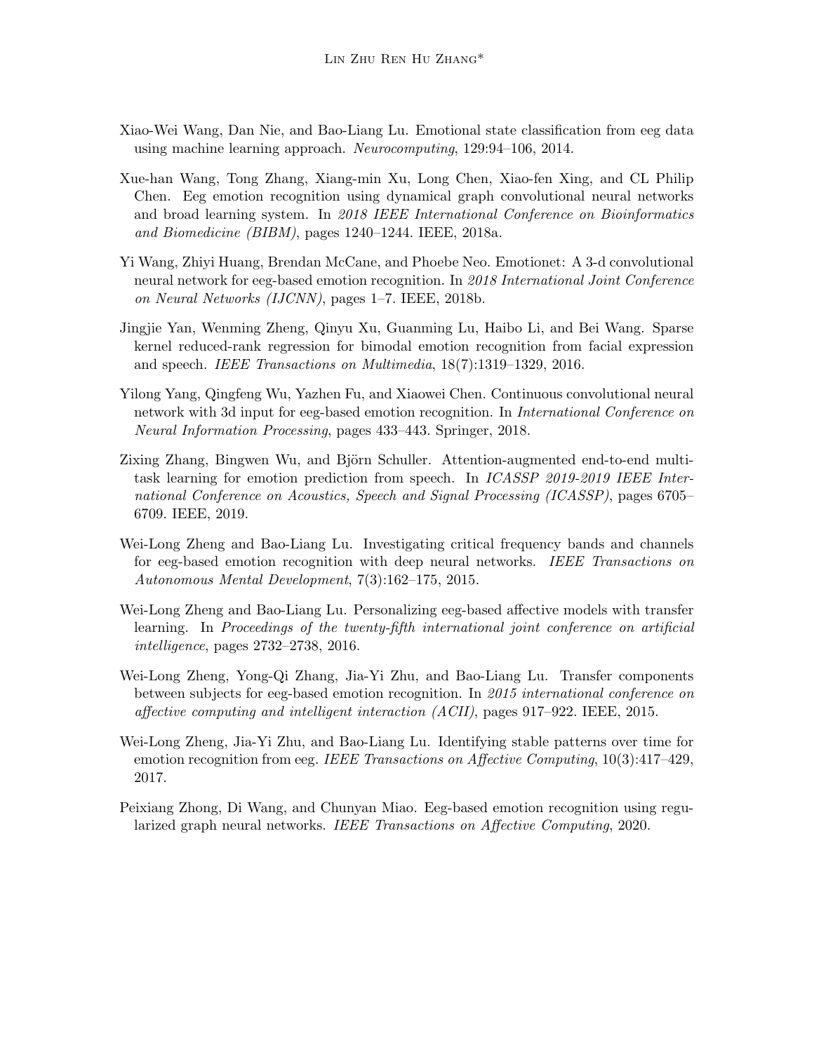Xiao-Wei Wang, Dan Nie, and Bao-Liang Lu. Emotional state classification from eeg data using machine learning approach. *Neurocomputing*, 129:94–106, 2014.

Xue-han Wang, Tong Zhang, Xiang-min Xu, Long Chen, Xiao-fen Xing, and CL Philip Chen. Eeg emotion recognition using dynamical graph convolutional neural networks and broad learning system. In *2018 IEEE International Conference on Bioinformatics and Biomedicine (BIBM)*, pages 1240–1244. IEEE, 2018a.

Yi Wang, Zhiyi Huang, Brendan McCane, and Phoebe Neo. Emotionet: A 3-d convolutional neural network for eeg-based emotion recognition. In *2018 International Joint Conference on Neural Networks (IJCNN)*, pages 1–7. IEEE, 2018b.

Jingjie Yan, Wenming Zheng, Qinyu Xu, Guanming Lu, Haibo Li, and Bei Wang. Sparse kernel reduced-rank regression for bimodal emotion recognition from facial expression and speech. *IEEE Transactions on Multimedia*, 18(7):1319–1329, 2016.

Yilong Yang, Qingfeng Wu, Yazhen Fu, and Xiaowei Chen. Continuous convolutional neural network with 3d input for eeg-based emotion recognition. In *International Conference on Neural Information Processing*, pages 433–443. Springer, 2018.

Zixing Zhang, Bingwen Wu, and Björn Schuller. Attention-augmented end-to-end multi-task learning for emotion prediction from speech. In *ICASSP 2019-2019 IEEE International Conference on Acoustics, Speech and Signal Processing (ICASSP)*, pages 6705–6709. IEEE, 2019.

Wei-Long Zheng and Bao-Liang Lu. Investigating critical frequency bands and channels for eeg-based emotion recognition with deep neural networks. *IEEE Transactions on Autonomous Mental Development*, 7(3):162–175, 2015.

Wei-Long Zheng and Bao-Liang Lu. Personalizing eeg-based affective models with transfer learning. In *Proceedings of the twenty-fifth international joint conference on artificial intelligence*, pages 2732–2738, 2016.

Wei-Long Zheng, Yong-Qi Zhang, Jia-Yi Zhu, and Bao-Liang Lu. Transfer components between subjects for eeg-based emotion recognition. In *2015 international conference on affective computing and intelligent interaction (ACII)*, pages 917–922. IEEE, 2015.

Wei-Long Zheng, Jia-Yi Zhu, and Bao-Liang Lu. Identifying stable patterns over time for emotion recognition from eeg. *IEEE Transactions on Affective Computing*, 10(3):417–429, 2017.

Peixiang Zhong, Di Wang, and Chunyan Miao. Eeg-based emotion recognition using regularized graph neural networks. *IEEE Transactions on Affective Computing*, 2020.